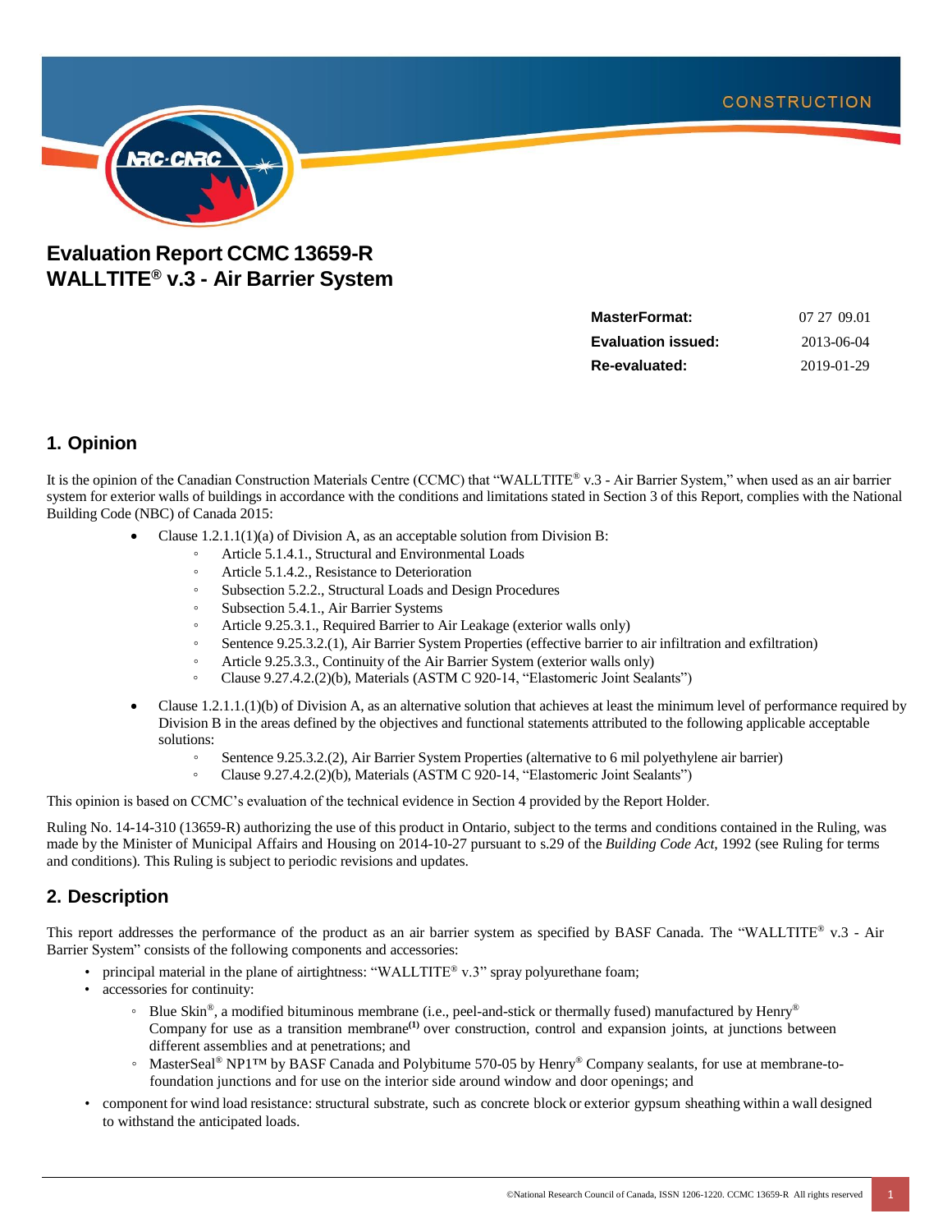# Evaluation Report CCMC 13659-R WALLTITE® v.3 - Air Barrier System

| | |
|---|---|
| **MasterFormat:** | 07 27 09.01 |
| **Evaluation issued:** | 2013-06-04 |
| **Re-evaluated:** | 2019-01-29 |

## 1. Opinion

It is the opinion of the Canadian Construction Materials Centre (CCMC) that "WALLTITE® v.3 - Air Barrier System," when used as an air barrier system for exterior walls of buildings in accordance with the conditions and limitations stated in Section 3 of this Report, complies with the National Building Code (NBC) of Canada 2015:

- Clause 1.2.1.1(1)(a) of Division A, as an acceptable solution from Division B:
  - Article 5.1.4.1., Structural and Environmental Loads
  - Article 5.1.4.2., Resistance to Deterioration
  - Subsection 5.2.2., Structural Loads and Design Procedures
  - Subsection 5.4.1., Air Barrier Systems
  - Article 9.25.3.1., Required Barrier to Air Leakage (exterior walls only)
  - Sentence 9.25.3.2.(1), Air Barrier System Properties (effective barrier to air infiltration and exfiltration)
  - Article 9.25.3.3., Continuity of the Air Barrier System (exterior walls only)
  - Clause 9.27.4.2.(2)(b), Materials (ASTM C 920-14, "Elastomeric Joint Sealants")
- Clause 1.2.1.1.(1)(b) of Division A, as an alternative solution that achieves at least the minimum level of performance required by Division B in the areas defined by the objectives and functional statements attributed to the following applicable acceptable solutions:
  - Sentence 9.25.3.2.(2), Air Barrier System Properties (alternative to 6 mil polyethylene air barrier)
  - Clause 9.27.4.2.(2)(b), Materials (ASTM C 920-14, "Elastomeric Joint Sealants")

This opinion is based on CCMC's evaluation of the technical evidence in Section 4 provided by the Report Holder.

Ruling No. 14-14-310 (13659-R) authorizing the use of this product in Ontario, subject to the terms and conditions contained in the Ruling, was made by the Minister of Municipal Affairs and Housing on 2014-10-27 pursuant to s.29 of the *Building Code Act*, 1992 (see Ruling for terms and conditions). This Ruling is subject to periodic revisions and updates.

## 2. Description

This report addresses the performance of the product as an air barrier system as specified by BASF Canada. The "WALLTITE® v.3 - Air Barrier System" consists of the following components and accessories:

- principal material in the plane of airtightness: "WALLTITE® v.3" spray polyurethane foam;
- accessories for continuity:
  - Blue Skin®, a modified bituminous membrane (i.e., peel-and-stick or thermally fused) manufactured by Henry® Company for use as a transition membrane[(1)] over construction, control and expansion joints, at junctions between different assemblies and at penetrations; and
  - MasterSeal® NP1™ by BASF Canada and Polybitume 570-05 by Henry® Company sealants, for use at membrane-to-foundation junctions and for use on the interior side around window and door openings; and
- component for wind load resistance: structural substrate, such as concrete block or exterior gypsum sheathing within a wall designed to withstand the anticipated loads.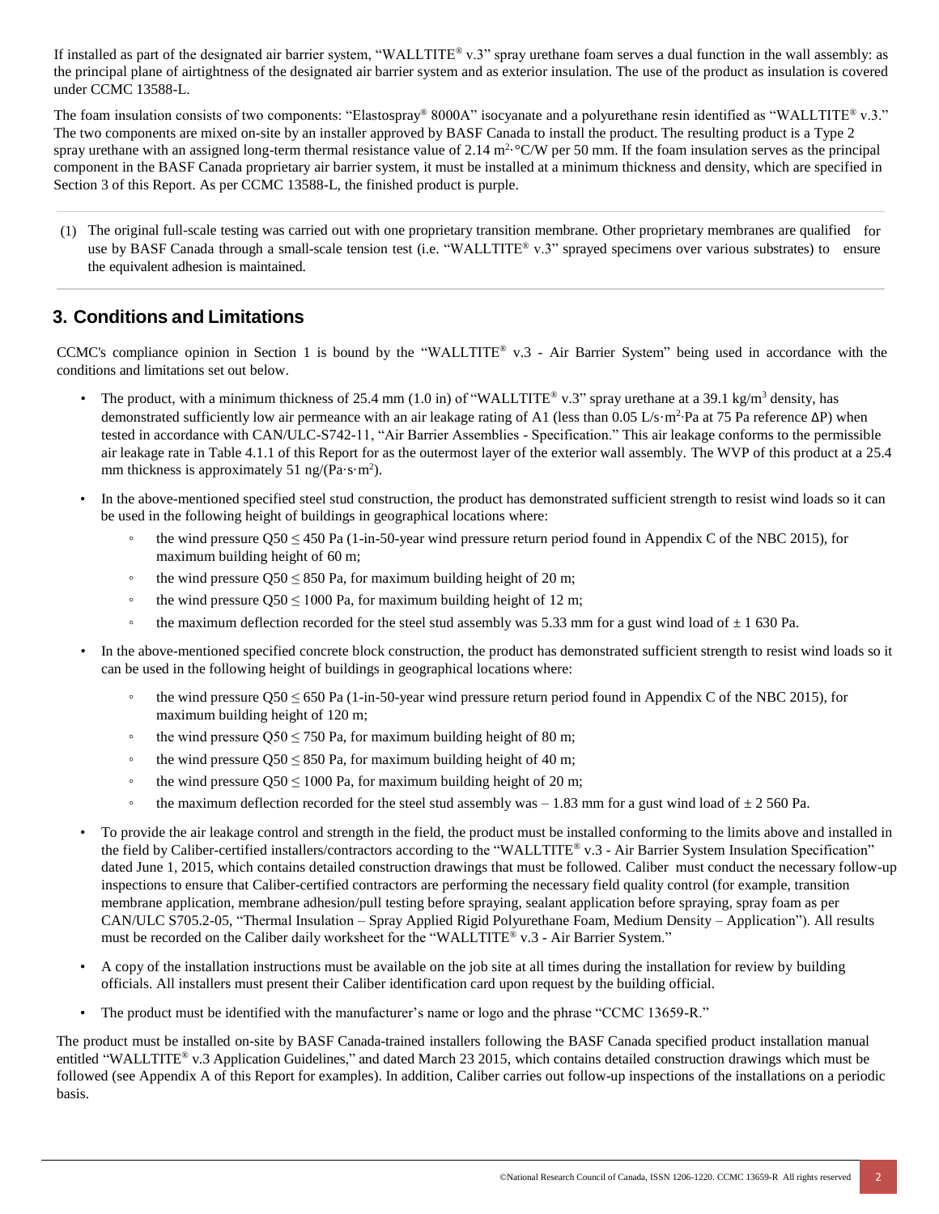If installed as part of the designated air barrier system, "WALLTITE® v.3" spray urethane foam serves a dual function in the wall assembly: as the principal plane of airtightness of the designated air barrier system and as exterior insulation. The use of the product as insulation is covered under CCMC 13588-L.

The foam insulation consists of two components: "Elastospray® 8000A" isocyanate and a polyurethane resin identified as "WALLTITE® v.3." The two components are mixed on-site by an installer approved by BASF Canada to install the product. The resulting product is a Type 2 spray urethane with an assigned long-term thermal resistance value of 2.14 $m^2 \cdot °C/W$ per 50 mm. If the foam insulation serves as the principal component in the BASF Canada proprietary air barrier system, it must be installed at a minimum thickness and density, which are specified in Section 3 of this Report. As per CCMC 13588-L, the finished product is purple.

(1) The original full-scale testing was carried out with one proprietary transition membrane. Other proprietary membranes are qualified for use by BASF Canada through a small-scale tension test (i.e. "WALLTITE® v.3" sprayed specimens over various substrates) to ensure the equivalent adhesion is maintained.

## 3. Conditions and Limitations

CCMC's compliance opinion in Section 1 is bound by the "WALLTITE® v.3 - Air Barrier System" being used in accordance with the conditions and limitations set out below.

- The product, with a minimum thickness of 25.4 mm (1.0 in) of "WALLTITE® v.3" spray urethane at a 39.1 $kg/m^3$ density, has demonstrated sufficiently low air permeance with an air leakage rating of A1 (less than 0.05 $L/s \cdot m^2 \cdot Pa$ at 75 Pa reference $\Delta P$) when tested in accordance with CAN/ULC-S742-11, "Air Barrier Assemblies - Specification." This air leakage conforms to the permissible air leakage rate in Table 4.1.1 of this Report for as the outermost layer of the exterior wall assembly. The WVP of this product at a 25.4 mm thickness is approximately 51 $ng/(Pa \cdot s \cdot m^2)$.
- In the above-mentioned specified steel stud construction, the product has demonstrated sufficient strength to resist wind loads so it can be used in the following height of buildings in geographical locations where:
  - the wind pressure $Q50 \leq 450$ Pa (1-in-50-year wind pressure return period found in Appendix C of the NBC 2015), for maximum building height of 60 m;
  - the wind pressure $Q50 \leq 850$ Pa, for maximum building height of 20 m;
  - the wind pressure $Q50 \leq 1000$ Pa, for maximum building height of 12 m;
  - the maximum deflection recorded for the steel stud assembly was 5.33 mm for a gust wind load of ± 1 630 Pa.
- In the above-mentioned specified concrete block construction, the product has demonstrated sufficient strength to resist wind loads so it can be used in the following height of buildings in geographical locations where:
  - the wind pressure $Q50 \leq 650$ Pa (1-in-50-year wind pressure return period found in Appendix C of the NBC 2015), for maximum building height of 120 m;
  - the wind pressure $Q50 \leq 750$ Pa, for maximum building height of 80 m;
  - the wind pressure $Q50 \leq 850$ Pa, for maximum building height of 40 m;
  - the wind pressure $Q50 \leq 1000$ Pa, for maximum building height of 20 m;
  - the maximum deflection recorded for the steel stud assembly was – 1.83 mm for a gust wind load of ± 2 560 Pa.
- To provide the air leakage control and strength in the field, the product must be installed conforming to the limits above and installed in the field by Caliber-certified installers/contractors according to the "WALLTITE® v.3 - Air Barrier System Insulation Specification" dated June 1, 2015, which contains detailed construction drawings that must be followed. Caliber must conduct the necessary follow-up inspections to ensure that Caliber-certified contractors are performing the necessary field quality control (for example, transition membrane application, membrane adhesion/pull testing before spraying, sealant application before spraying, spray foam as per CAN/ULC S705.2-05, "Thermal Insulation – Spray Applied Rigid Polyurethane Foam, Medium Density – Application"). All results must be recorded on the Caliber daily worksheet for the "WALLTITE® v.3 - Air Barrier System."
- A copy of the installation instructions must be available on the job site at all times during the installation for review by building officials. All installers must present their Caliber identification card upon request by the building official.
- The product must be identified with the manufacturer's name or logo and the phrase "CCMC 13659-R."

The product must be installed on-site by BASF Canada-trained installers following the BASF Canada specified product installation manual entitled "WALLTITE® v.3 Application Guidelines," and dated March 23 2015, which contains detailed construction drawings which must be followed (see Appendix A of this Report for examples). In addition, Caliber carries out follow-up inspections of the installations on a periodic basis.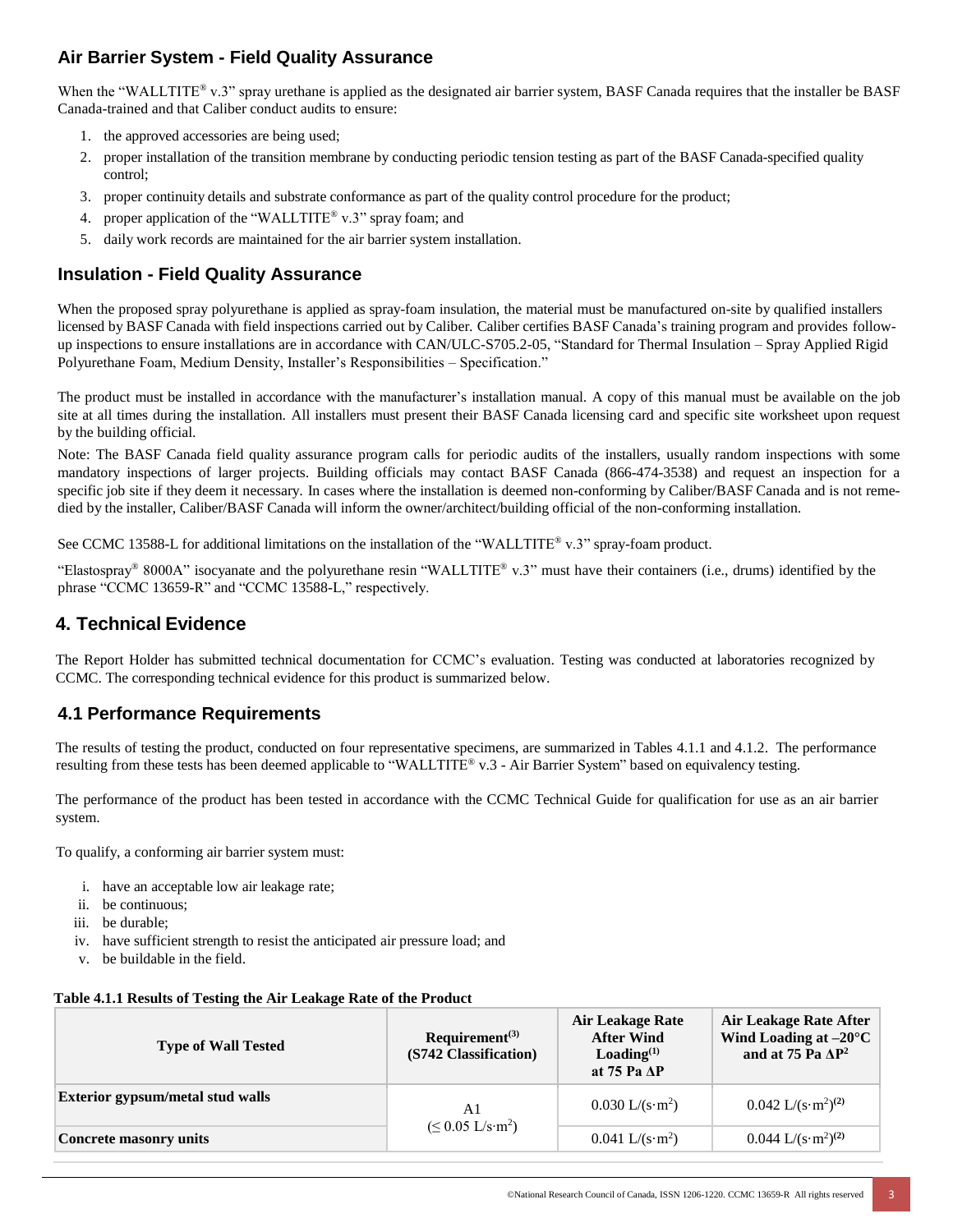## Air Barrier System - Field Quality Assurance

When the "WALLTITE® v.3" spray urethane is applied as the designated air barrier system, BASF Canada requires that the installer be BASF Canada-trained and that Caliber conduct audits to ensure:

1. the approved accessories are being used;
2. proper installation of the transition membrane by conducting periodic tension testing as part of the BASF Canada-specified quality control;
3. proper continuity details and substrate conformance as part of the quality control procedure for the product;
4. proper application of the "WALLTITE® v.3" spray foam; and
5. daily work records are maintained for the air barrier system installation.

## Insulation - Field Quality Assurance

When the proposed spray polyurethane is applied as spray-foam insulation, the material must be manufactured on-site by qualified installers licensed by BASF Canada with field inspections carried out by Caliber. Caliber certifies BASF Canada's training program and provides follow-up inspections to ensure installations are in accordance with CAN/ULC-S705.2-05, "Standard for Thermal Insulation – Spray Applied Rigid Polyurethane Foam, Medium Density, Installer's Responsibilities – Specification."

The product must be installed in accordance with the manufacturer's installation manual. A copy of this manual must be available on the job site at all times during the installation. All installers must present their BASF Canada licensing card and specific site worksheet upon request by the building official.

Note: The BASF Canada field quality assurance program calls for periodic audits of the installers, usually random inspections with some mandatory inspections of larger projects. Building officials may contact BASF Canada (866-474-3538) and request an inspection for a specific job site if they deem it necessary. In cases where the installation is deemed non-conforming by Caliber/BASF Canada and is not remedied by the installer, Caliber/BASF Canada will inform the owner/architect/building official of the non-conforming installation.

See CCMC 13588-L for additional limitations on the installation of the "WALLTITE® v.3" spray-foam product.

"Elastospray® 8000A" isocyanate and the polyurethane resin "WALLTITE® v.3" must have their containers (i.e., drums) identified by the phrase "CCMC 13659-R" and "CCMC 13588-L," respectively.

# 4. Technical Evidence

The Report Holder has submitted technical documentation for CCMC's evaluation. Testing was conducted at laboratories recognized by CCMC. The corresponding technical evidence for this product is summarized below.

## 4.1 Performance Requirements

The results of testing the product, conducted on four representative specimens, are summarized in Tables 4.1.1 and 4.1.2. The performance resulting from these tests has been deemed applicable to "WALLTITE® v.3 - Air Barrier System" based on equivalency testing.

The performance of the product has been tested in accordance with the CCMC Technical Guide for qualification for use as an air barrier system.

To qualify, a conforming air barrier system must:

i. have an acceptable low air leakage rate;
ii. be continuous;
iii. be durable;
iv. have sufficient strength to resist the anticipated air pressure load; and
v. be buildable in the field.

**Table 4.1.1 Results of Testing the Air Leakage Rate of the Product**

| Type of Wall Tested | Requirement(3) (S742 Classification) | Air Leakage Rate After Wind Loading(1) at 75 Pa $\Delta P$ | Air Leakage Rate After Wind Loading at –20°C and at 75 Pa $\Delta P^2$ |
|---|---|---|---|
| **Exterior gypsum/metal stud walls** | A1 ($\leq 0.05$ L/s·m$^2$) | 0.030 L/(s·m$^2$) | 0.042 L/(s·m$^2$)(2) |
| **Concrete masonry units** | | 0.041 L/(s·m$^2$) | 0.044 L/(s·m$^2$)(2) |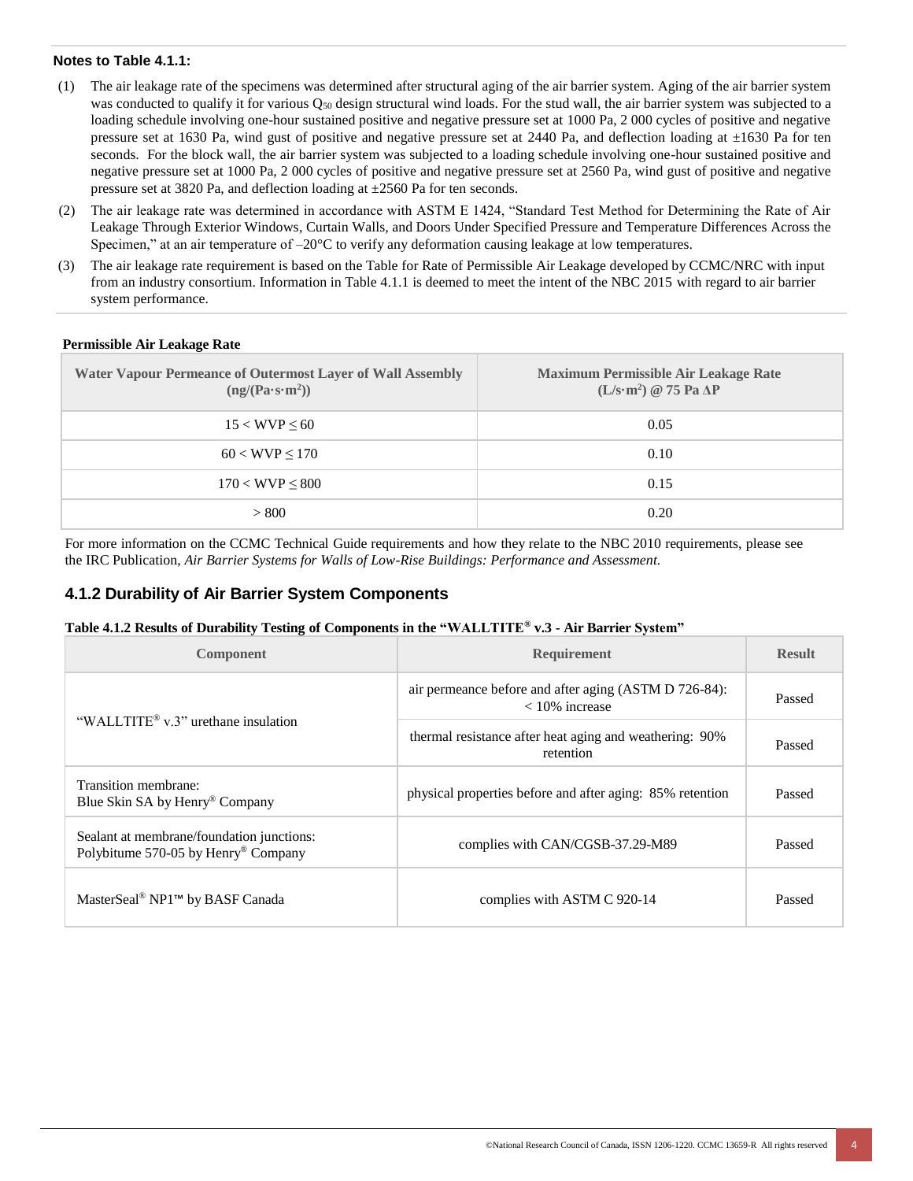**Notes to Table 4.1.1:**

(1) The air leakage rate of the specimens was determined after structural aging of the air barrier system. Aging of the air barrier system was conducted to qualify it for various $Q_{50}$ design structural wind loads. For the stud wall, the air barrier system was subjected to a loading schedule involving one-hour sustained positive and negative pressure set at 1000 Pa, 2 000 cycles of positive and negative pressure set at 1630 Pa, wind gust of positive and negative pressure set at 2440 Pa, and deflection loading at ±1630 Pa for ten seconds. For the block wall, the air barrier system was subjected to a loading schedule involving one-hour sustained positive and negative pressure set at 1000 Pa, 2 000 cycles of positive and negative pressure set at 2560 Pa, wind gust of positive and negative pressure set at 3820 Pa, and deflection loading at ±2560 Pa for ten seconds.

(2) The air leakage rate was determined in accordance with ASTM E 1424, "Standard Test Method for Determining the Rate of Air Leakage Through Exterior Windows, Curtain Walls, and Doors Under Specified Pressure and Temperature Differences Across the Specimen," at an air temperature of –20°C to verify any deformation causing leakage at low temperatures.

(3) The air leakage rate requirement is based on the Table for Rate of Permissible Air Leakage developed by CCMC/NRC with input from an industry consortium. Information in Table 4.1.1 is deemed to meet the intent of the NBC 2015 with regard to air barrier system performance.

**Permissible Air Leakage Rate**

| Water Vapour Permeance of Outermost Layer of Wall Assembly (ng/(Pa·s·m²)) | Maximum Permissible Air Leakage Rate (L/s·m²) @ 75 Pa ΔP |
|---|---|
| 15 < WVP ≤ 60 | 0.05 |
| 60 < WVP ≤ 170 | 0.10 |
| 170 < WVP ≤ 800 | 0.15 |
| > 800 | 0.20 |

For more information on the CCMC Technical Guide requirements and how they relate to the NBC 2010 requirements, please see the IRC Publication, *Air Barrier Systems for Walls of Low-Rise Buildings: Performance and Assessment.*

### 4.1.2 Durability of Air Barrier System Components

**Table 4.1.2 Results of Durability Testing of Components in the "WALLTITE® v.3 - Air Barrier System"**

| Component | Requirement | Result |
|---|---|---|
| "WALLTITE® v.3" urethane insulation | air permeance before and after aging (ASTM D 726-84): < 10% increase | Passed |
| | thermal resistance after heat aging and weathering: 90% retention | Passed |
| Transition membrane: Blue Skin SA by Henry® Company | physical properties before and after aging: 85% retention | Passed |
| Sealant at membrane/foundation junctions: Polybitume 570-05 by Henry® Company | complies with CAN/CGSB-37.29-M89 | Passed |
| MasterSeal® NP1™ by BASF Canada | complies with ASTM C 920-14 | Passed |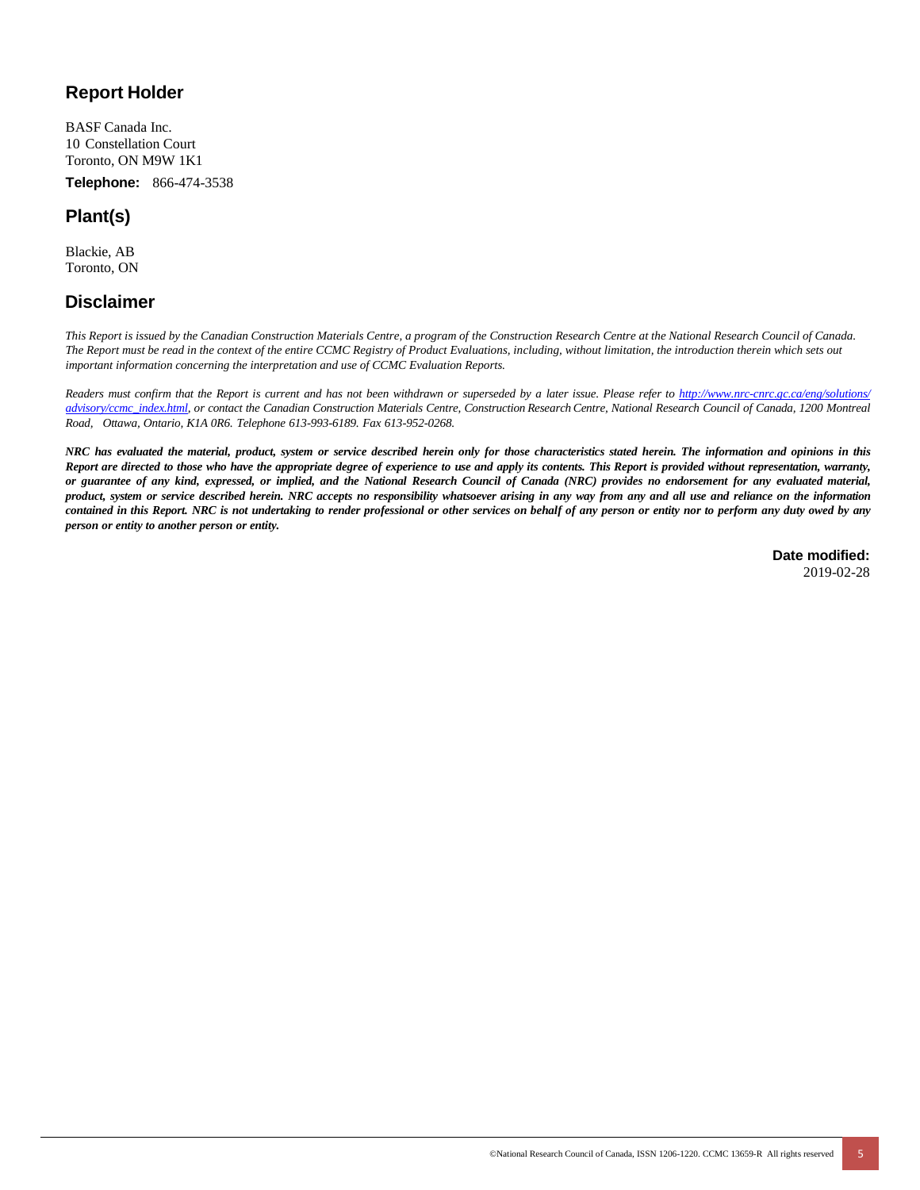## Report Holder

BASF Canada Inc.
10 Constellation Court
Toronto, ON M9W 1K1

**Telephone:** 866-474-3538

## Plant(s)

Blackie, AB
Toronto, ON

## Disclaimer

*This Report is issued by the Canadian Construction Materials Centre, a program of the Construction Research Centre at the National Research Council of Canada. The Report must be read in the context of the entire CCMC Registry of Product Evaluations, including, without limitation, the introduction therein which sets out important information concerning the interpretation and use of CCMC Evaluation Reports.*

*Readers must confirm that the Report is current and has not been withdrawn or superseded by a later issue. Please refer to [http://www.nrc-cnrc.gc.ca/eng/solutions/advisory/ccmc_index.html](http://www.nrc-cnrc.gc.ca/eng/solutions/advisory/ccmc_index.html), or contact the Canadian Construction Materials Centre, Construction Research Centre, National Research Council of Canada, 1200 Montreal Road, Ottawa, Ontario, K1A 0R6. Telephone 613-993-6189. Fax 613-952-0268.*

***NRC has evaluated the material, product, system or service described herein only for those characteristics stated herein. The information and opinions in this Report are directed to those who have the appropriate degree of experience to use and apply its contents. This Report is provided without representation, warranty, or guarantee of any kind, expressed, or implied, and the National Research Council of Canada (NRC) provides no endorsement for any evaluated material, product, system or service described herein. NRC accepts no responsibility whatsoever arising in any way from any and all use and reliance on the information contained in this Report. NRC is not undertaking to render professional or other services on behalf of any person or entity nor to perform any duty owed by any person or entity to another person or entity.***

**Date modified:**
2019-02-28

©National Research Council of Canada, ISSN 1206-1220. CCMC 13659-R All rights reserved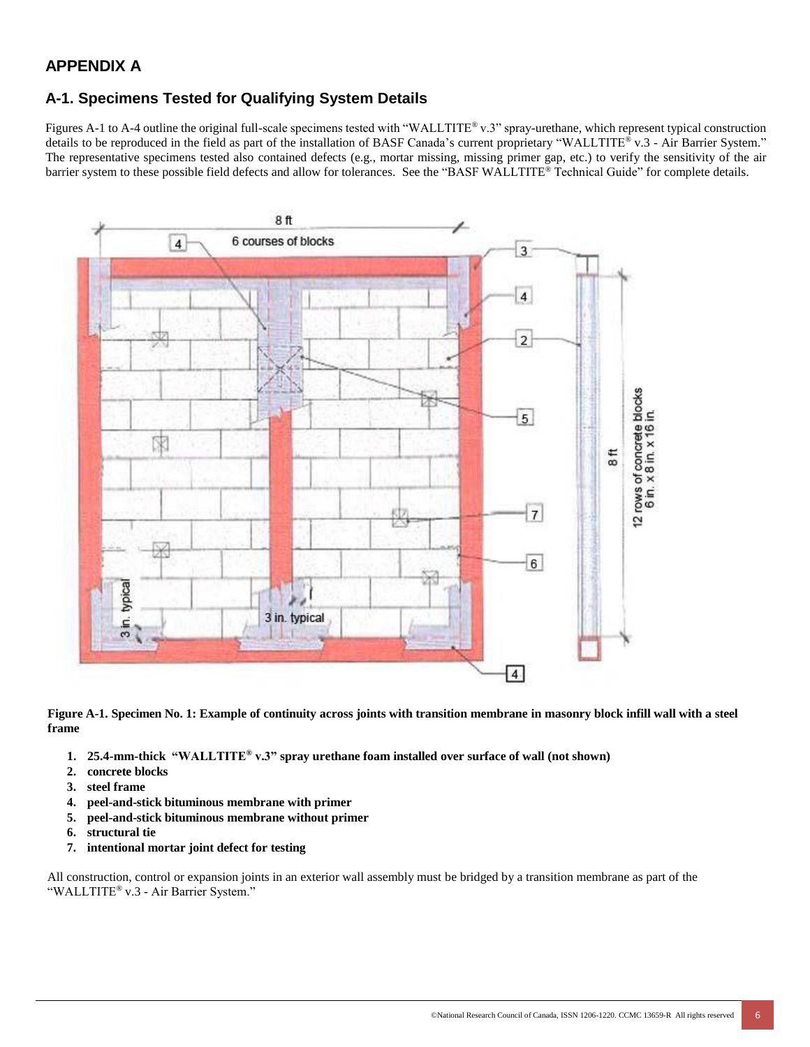## APPENDIX A

### A-1. Specimens Tested for Qualifying System Details

Figures A-1 to A-4 outline the original full-scale specimens tested with "WALLTITE® v.3" spray-urethane, which represent typical construction details to be reproduced in the field as part of the installation of BASF Canada's current proprietary "WALLTITE® v.3 - Air Barrier System." The representative specimens tested also contained defects (e.g., mortar missing, missing primer gap, etc.) to verify the sensitivity of the air barrier system to these possible field defects and allow for tolerances. See the "BASF WALLTITE® Technical Guide" for complete details.

**Figure A-1. Specimen No. 1: Example of continuity across joints with transition membrane in masonry block infill wall with a steel frame**

1. **25.4-mm-thick "WALLTITE® v.3" spray urethane foam installed over surface of wall (not shown)**
2. **concrete blocks**
3. **steel frame**
4. **peel-and-stick bituminous membrane with primer**
5. **peel-and-stick bituminous membrane without primer**
6. **structural tie**
7. **intentional mortar joint defect for testing**

All construction, control or expansion joints in an exterior wall assembly must be bridged by a transition membrane as part of the "WALLTITE® v.3 - Air Barrier System."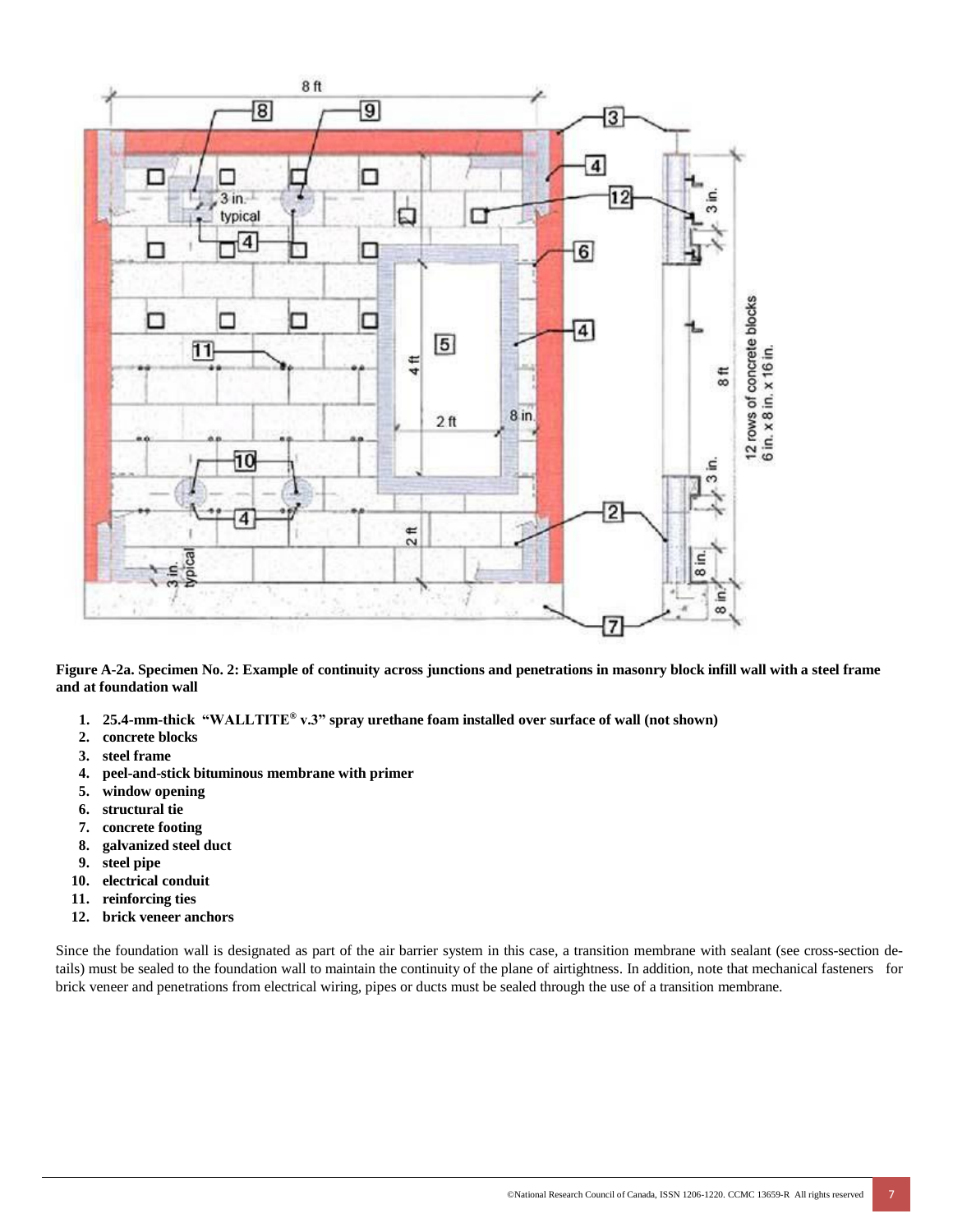**Figure A-2a. Specimen No. 2: Example of continuity across junctions and penetrations in masonry block infill wall with a steel frame and at foundation wall**

1. **25.4-mm-thick "WALLTITE® v.3" spray urethane foam installed over surface of wall (not shown)**
2. **concrete blocks**
3. **steel frame**
4. **peel-and-stick bituminous membrane with primer**
5. **window opening**
6. **structural tie**
7. **concrete footing**
8. **galvanized steel duct**
9. **steel pipe**
10. **electrical conduit**
11. **reinforcing ties**
12. **brick veneer anchors**

Since the foundation wall is designated as part of the air barrier system in this case, a transition membrane with sealant (see cross-section details) must be sealed to the foundation wall to maintain the continuity of the plane of airtightness. In addition, note that mechanical fasteners for brick veneer and penetrations from electrical wiring, pipes or ducts must be sealed through the use of a transition membrane.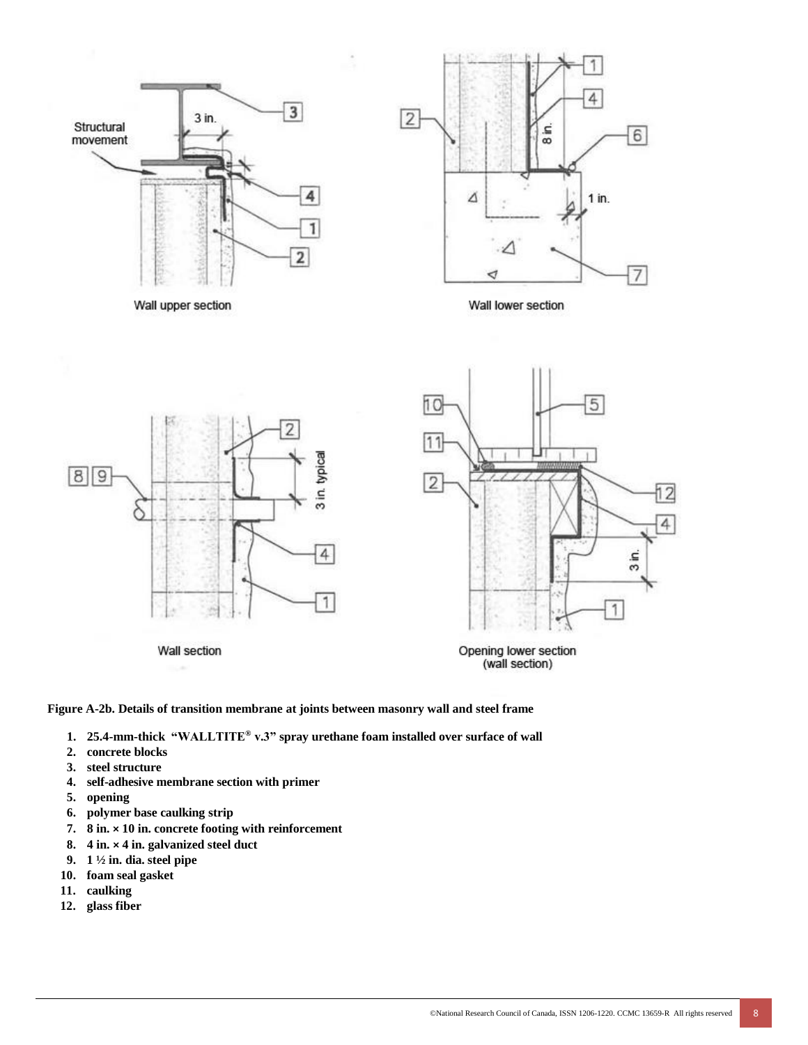**Figure A-2b. Details of transition membrane at joints between masonry wall and steel frame**

1. **25.4-mm-thick "WALLTITE® v.3" spray urethane foam installed over surface of wall**
2. **concrete blocks**
3. **steel structure**
4. **self-adhesive membrane section with primer**
5. **opening**
6. **polymer base caulking strip**
7. **8 in. × 10 in. concrete footing with reinforcement**
8. **4 in. × 4 in. galvanized steel duct**
9. **1 ½ in. dia. steel pipe**
10. **foam seal gasket**
11. **caulking**
12. **glass fiber**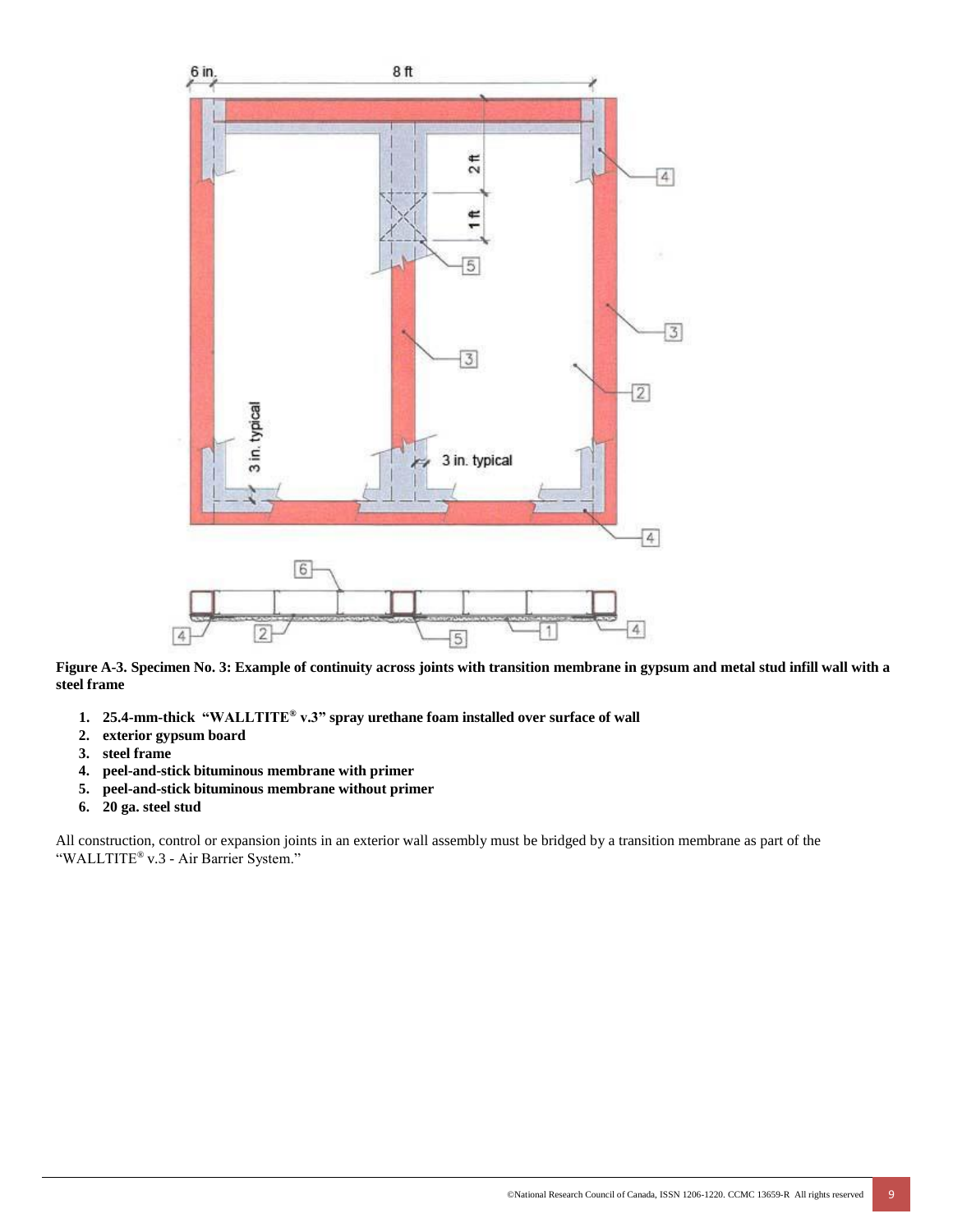**Figure A-3. Specimen No. 3: Example of continuity across joints with transition membrane in gypsum and metal stud infill wall with a steel frame**

1. **25.4-mm-thick "WALLTITE® v.3" spray urethane foam installed over surface of wall**
2. **exterior gypsum board**
3. **steel frame**
4. **peel-and-stick bituminous membrane with primer**
5. **peel-and-stick bituminous membrane without primer**
6. **20 ga. steel stud**

All construction, control or expansion joints in an exterior wall assembly must be bridged by a transition membrane as part of the "WALLTITE® v.3 - Air Barrier System."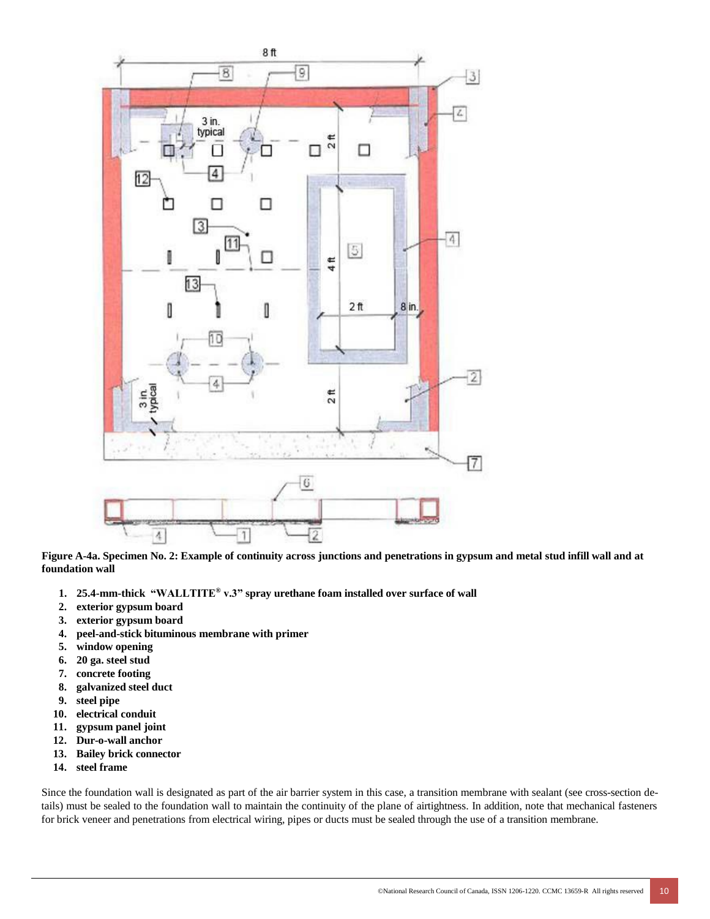**Figure A-4a. Specimen No. 2: Example of continuity across junctions and penetrations in gypsum and metal stud infill wall and at foundation wall**

1. **25.4-mm-thick "WALLTITE® v.3" spray urethane foam installed over surface of wall**
2. **exterior gypsum board**
3. **exterior gypsum board**
4. **peel-and-stick bituminous membrane with primer**
5. **window opening**
6. **20 ga. steel stud**
7. **concrete footing**
8. **galvanized steel duct**
9. **steel pipe**
10. **electrical conduit**
11. **gypsum panel joint**
12. **Dur-o-wall anchor**
13. **Bailey brick connector**
14. **steel frame**

Since the foundation wall is designated as part of the air barrier system in this case, a transition membrane with sealant (see cross-section details) must be sealed to the foundation wall to maintain the continuity of the plane of airtightness. In addition, note that mechanical fasteners for brick veneer and penetrations from electrical wiring, pipes or ducts must be sealed through the use of a transition membrane.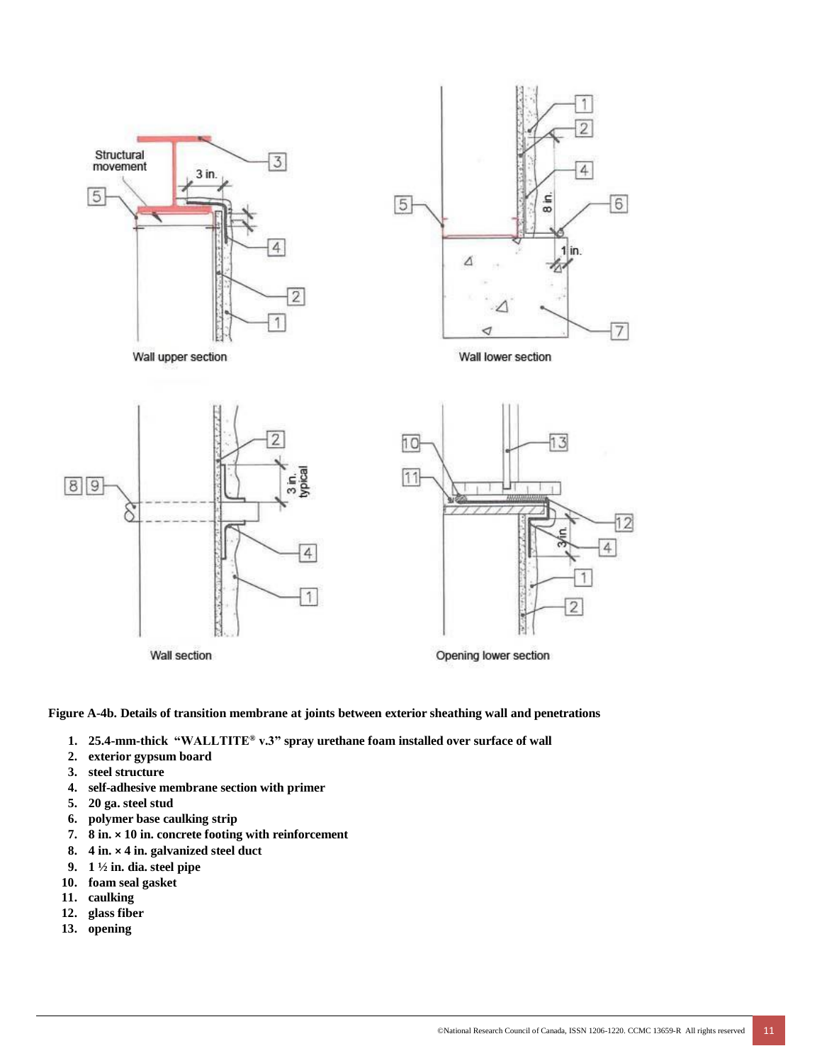Structural movement

3 in.

Wall upper section

8 in.

1 in.

Wall lower section

3 in. typical

Wall section

3 in.

Opening lower section

**Figure A-4b. Details of transition membrane at joints between exterior sheathing wall and penetrations**

1. **25.4-mm-thick "WALLTITE® v.3" spray urethane foam installed over surface of wall**
2. **exterior gypsum board**
3. **steel structure**
4. **self-adhesive membrane section with primer**
5. **20 ga. steel stud**
6. **polymer base caulking strip**
7. **8 in. × 10 in. concrete footing with reinforcement**
8. **4 in. × 4 in. galvanized steel duct**
9. **1 ½ in. dia. steel pipe**
10. **foam seal gasket**
11. **caulking**
12. **glass fiber**
13. **opening**